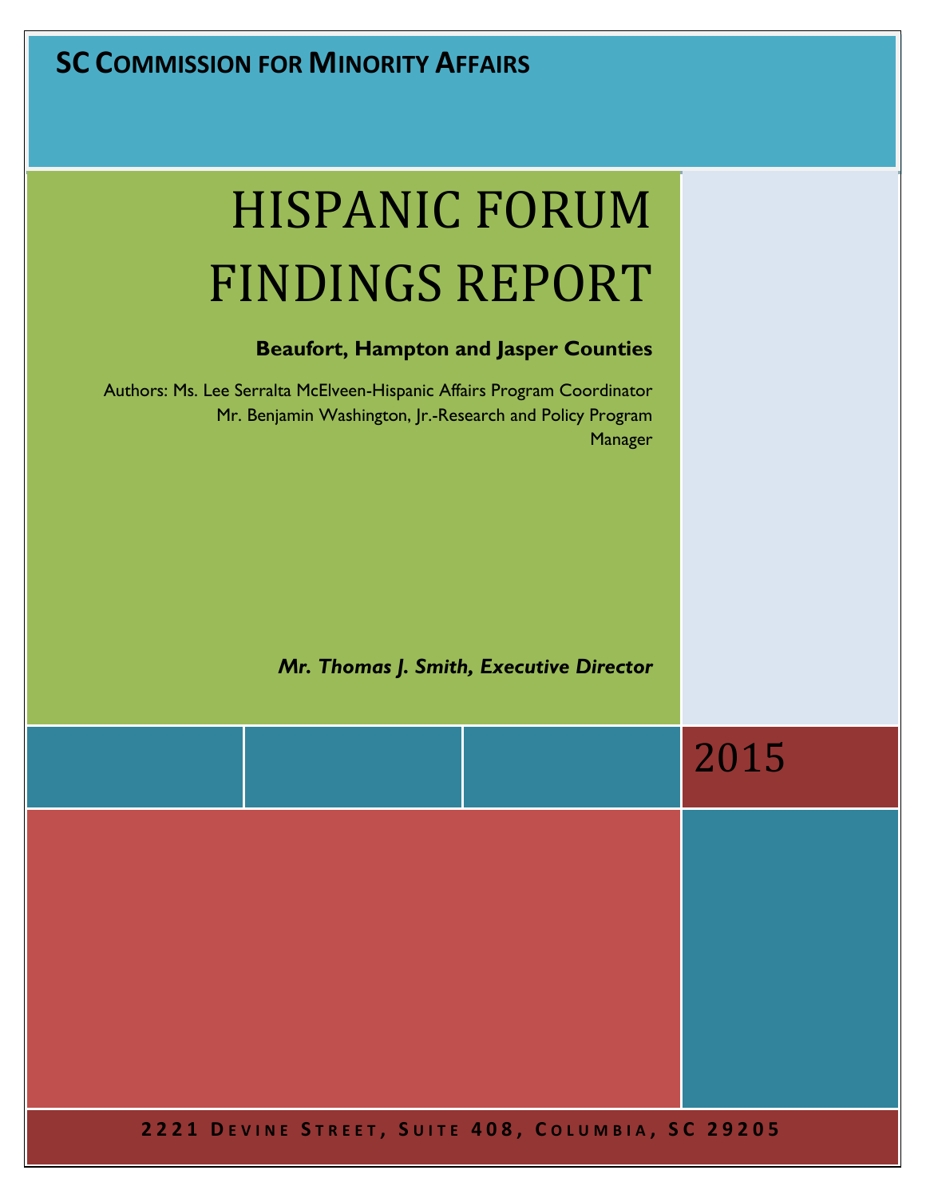**SC COMMISSION FOR MINORITY AFFAIRS**

# HISPANIC FORUM FINDINGS REPORT

**Beaufort, Hampton and Jasper Counties**

Authors: Ms. Lee Serralta McElveen-Hispanic Affairs Program Coordinator
Mr. Benjamin Washington, Jr.-Research and Policy Program Manager

***Mr. Thomas J. Smith, Executive Director***

2015

**2221 DEVINE STREET, SUITE 408, COLUMBIA, SC 29205**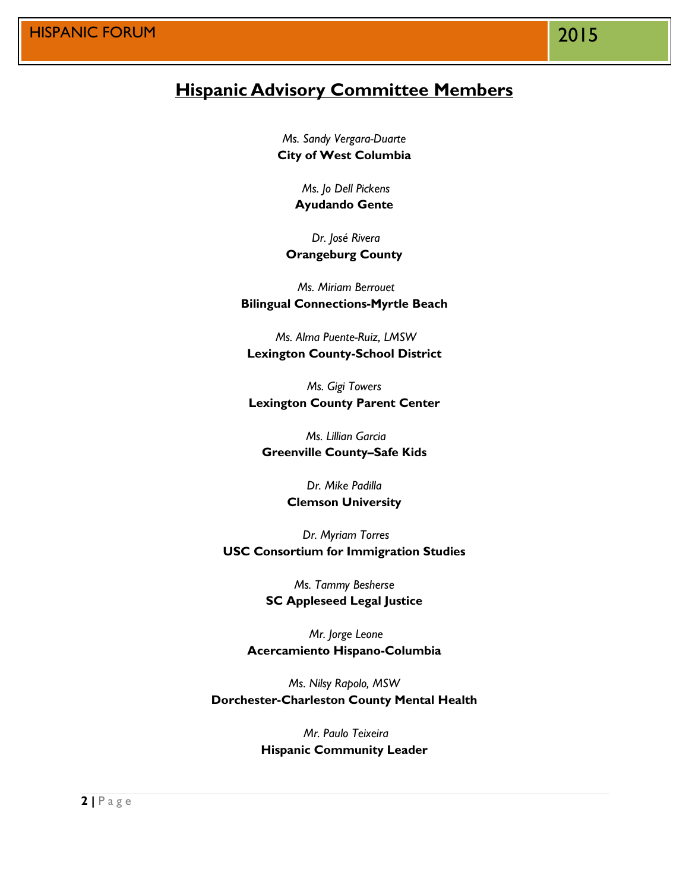# Hispanic Advisory Committee Members

*Ms. Sandy Vergara-Duarte*
**City of West Columbia**

*Ms. Jo Dell Pickens*
**Ayudando Gente**

*Dr. José Rivera*
**Orangeburg County**

*Ms. Miriam Berrouet*
**Bilingual Connections-Myrtle Beach**

*Ms. Alma Puente-Ruiz, LMSW*
**Lexington County-School District**

*Ms. Gigi Towers*
**Lexington County Parent Center**

*Ms. Lillian Garcia*
**Greenville County–Safe Kids**

*Dr. Mike Padilla*
**Clemson University**

*Dr. Myriam Torres*
**USC Consortium for Immigration Studies**

*Ms. Tammy Besherse*
**SC Appleseed Legal Justice**

*Mr. Jorge Leone*
**Acercamiento Hispano-Columbia**

*Ms. Nilsy Rapolo, MSW*
**Dorchester-Charleston County Mental Health**

*Mr. Paulo Teixeira*
**Hispanic Community Leader**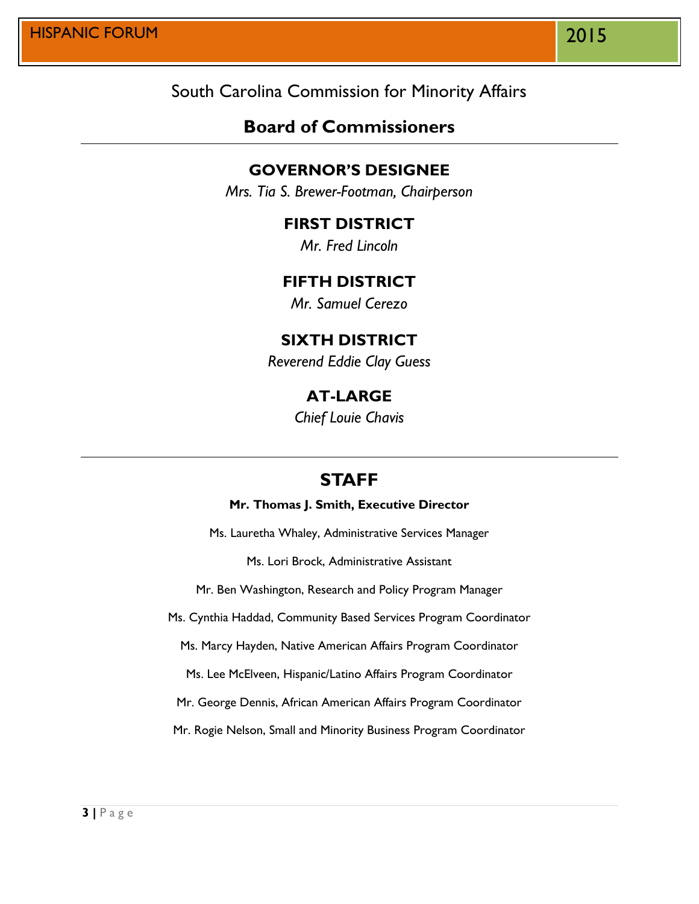# South Carolina Commission for Minority Affairs

## Board of Commissioners

### GOVERNOR'S DESIGNEE

*Mrs. Tia S. Brewer-Footman, Chairperson*

### FIRST DISTRICT

*Mr. Fred Lincoln*

### FIFTH DISTRICT

*Mr. Samuel Cerezo*

### SIXTH DISTRICT

*Reverend Eddie Clay Guess*

### AT-LARGE

*Chief Louie Chavis*

## STAFF

**Mr. Thomas J. Smith, Executive Director**

Ms. Lauretha Whaley, Administrative Services Manager

Ms. Lori Brock, Administrative Assistant

Mr. Ben Washington, Research and Policy Program Manager

Ms. Cynthia Haddad, Community Based Services Program Coordinator

Ms. Marcy Hayden, Native American Affairs Program Coordinator

Ms. Lee McElveen, Hispanic/Latino Affairs Program Coordinator

Mr. George Dennis, African American Affairs Program Coordinator

Mr. Rogie Nelson, Small and Minority Business Program Coordinator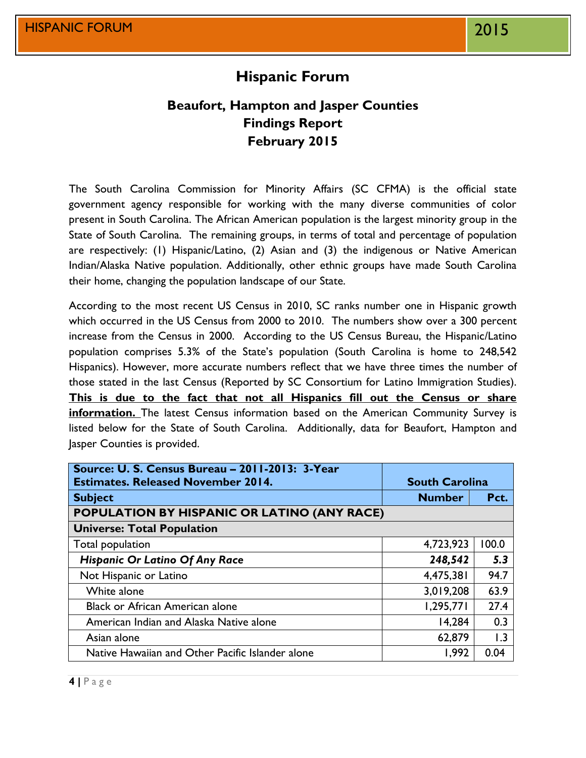# Hispanic Forum

## Beaufort, Hampton and Jasper Counties
## Findings Report
## February 2015

The South Carolina Commission for Minority Affairs (SC CFMA) is the official state government agency responsible for working with the many diverse communities of color present in South Carolina. The African American population is the largest minority group in the State of South Carolina. The remaining groups, in terms of total and percentage of population are respectively: (1) Hispanic/Latino, (2) Asian and (3) the indigenous or Native American Indian/Alaska Native population. Additionally, other ethnic groups have made South Carolina their home, changing the population landscape of our State.

According to the most recent US Census in 2010, SC ranks number one in Hispanic growth which occurred in the US Census from 2000 to 2010. The numbers show over a 300 percent increase from the Census in 2000. According to the US Census Bureau, the Hispanic/Latino population comprises 5.3% of the State's population (South Carolina is home to 248,542 Hispanics). However, more accurate numbers reflect that we have three times the number of those stated in the last Census (Reported by SC Consortium for Latino Immigration Studies). **This is due to the fact that not all Hispanics fill out the Census or share information.** The latest Census information based on the American Community Survey is listed below for the State of South Carolina. Additionally, data for Beaufort, Hampton and Jasper Counties is provided.

| **Source: U. S. Census Bureau – 2011-2013: 3-Year Estimates. Released November 2014.** | **South Carolina** | |
|---|---|---|
| **Subject** | **Number** | **Pct.** |
| **POPULATION BY HISPANIC OR LATINO (ANY RACE)** | | |
| **Universe: Total Population** | | |
| Total population | 4,723,923 | 100.0 |
| ***Hispanic Or Latino Of Any Race*** | ***248,542*** | ***5.3*** |
| Not Hispanic or Latino | 4,475,381 | 94.7 |
| White alone | 3,019,208 | 63.9 |
| Black or African American alone | 1,295,771 | 27.4 |
| American Indian and Alaska Native alone | 14,284 | 0.3 |
| Asian alone | 62,879 | 1.3 |
| Native Hawaiian and Other Pacific Islander alone | 1,992 | 0.04 |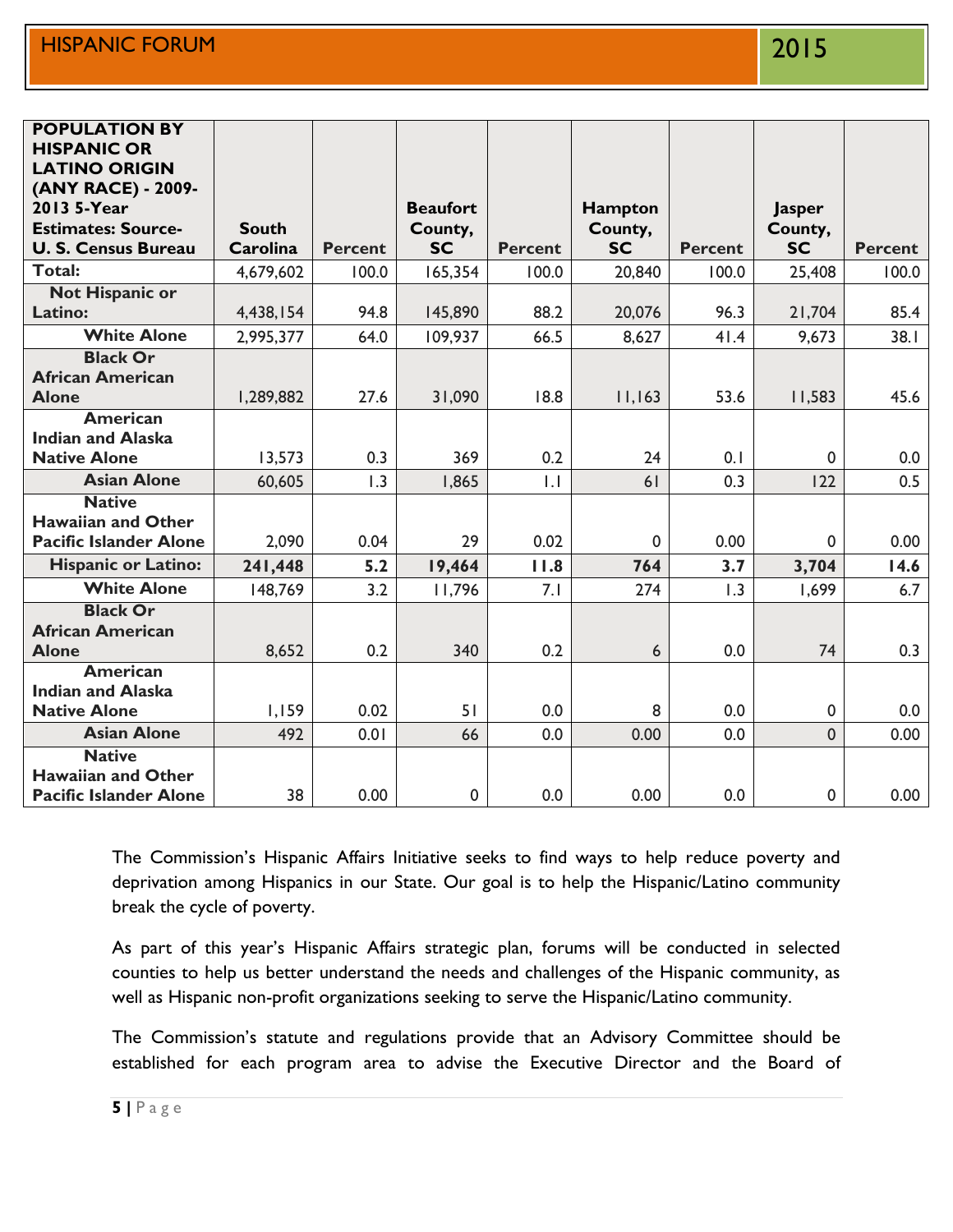| POPULATION BY HISPANIC OR LATINO ORIGIN (ANY RACE) - 2009-2013 5-Year Estimates: Source- U. S. Census Bureau | South Carolina | Percent | Beaufort County, SC | Percent | Hampton County, SC | Percent | Jasper County, SC | Percent |
|---|---|---|---|---|---|---|---|---|
| **Total:** | 4,679,602 | 100.0 | 165,354 | 100.0 | 20,840 | 100.0 | 25,408 | 100.0 |
| **Not Hispanic or Latino:** | 4,438,154 | 94.8 | 145,890 | 88.2 | 20,076 | 96.3 | 21,704 | 85.4 |
| **White Alone** | 2,995,377 | 64.0 | 109,937 | 66.5 | 8,627 | 41.4 | 9,673 | 38.1 |
| **Black Or African American Alone** | 1,289,882 | 27.6 | 31,090 | 18.8 | 11,163 | 53.6 | 11,583 | 45.6 |
| **American Indian and Alaska Native Alone** | 13,573 | 0.3 | 369 | 0.2 | 24 | 0.1 | 0 | 0.0 |
| **Asian Alone** | 60,605 | 1.3 | 1,865 | 1.1 | 61 | 0.3 | 122 | 0.5 |
| **Native Hawaiian and Other Pacific Islander Alone** | 2,090 | 0.04 | 29 | 0.02 | 0 | 0.00 | 0 | 0.00 |
| **Hispanic or Latino:** | **241,448** | **5.2** | **19,464** | **11.8** | **764** | **3.7** | **3,704** | **14.6** |
| **White Alone** | 148,769 | 3.2 | 11,796 | 7.1 | 274 | 1.3 | 1,699 | 6.7 |
| **Black Or African American Alone** | 8,652 | 0.2 | 340 | 0.2 | 6 | 0.0 | 74 | 0.3 |
| **American Indian and Alaska Native Alone** | 1,159 | 0.02 | 51 | 0.0 | 8 | 0.0 | 0 | 0.0 |
| **Asian Alone** | 492 | 0.01 | 66 | 0.0 | 0.00 | 0.0 | 0 | 0.00 |
| **Native Hawaiian and Other Pacific Islander Alone** | 38 | 0.00 | 0 | 0.0 | 0.00 | 0.0 | 0 | 0.00 |

The Commission's Hispanic Affairs Initiative seeks to find ways to help reduce poverty and deprivation among Hispanics in our State. Our goal is to help the Hispanic/Latino community break the cycle of poverty.

As part of this year's Hispanic Affairs strategic plan, forums will be conducted in selected counties to help us better understand the needs and challenges of the Hispanic community, as well as Hispanic non-profit organizations seeking to serve the Hispanic/Latino community.

The Commission's statute and regulations provide that an Advisory Committee should be established for each program area to advise the Executive Director and the Board of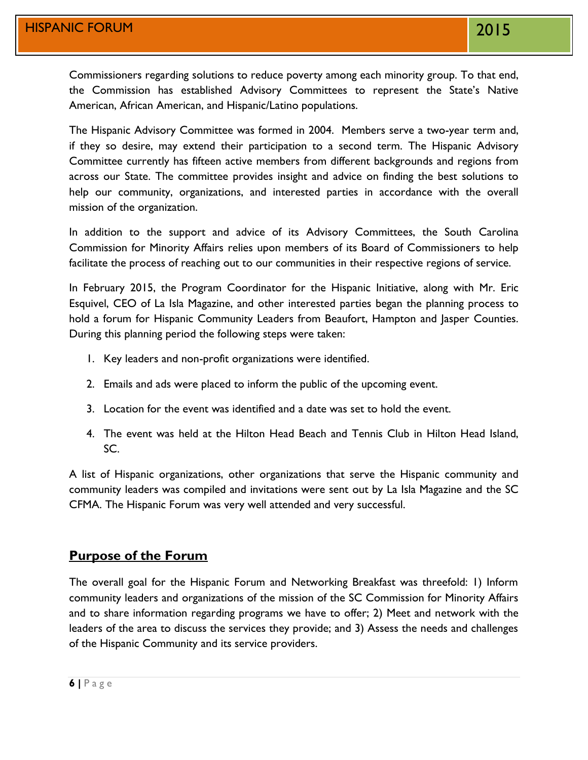Commissioners regarding solutions to reduce poverty among each minority group. To that end, the Commission has established Advisory Committees to represent the State's Native American, African American, and Hispanic/Latino populations.

The Hispanic Advisory Committee was formed in 2004. Members serve a two-year term and, if they so desire, may extend their participation to a second term. The Hispanic Advisory Committee currently has fifteen active members from different backgrounds and regions from across our State. The committee provides insight and advice on finding the best solutions to help our community, organizations, and interested parties in accordance with the overall mission of the organization.

In addition to the support and advice of its Advisory Committees, the South Carolina Commission for Minority Affairs relies upon members of its Board of Commissioners to help facilitate the process of reaching out to our communities in their respective regions of service.

In February 2015, the Program Coordinator for the Hispanic Initiative, along with Mr. Eric Esquivel, CEO of La Isla Magazine, and other interested parties began the planning process to hold a forum for Hispanic Community Leaders from Beaufort, Hampton and Jasper Counties. During this planning period the following steps were taken:

1. Key leaders and non-profit organizations were identified.
2. Emails and ads were placed to inform the public of the upcoming event.
3. Location for the event was identified and a date was set to hold the event.
4. The event was held at the Hilton Head Beach and Tennis Club in Hilton Head Island, SC.

A list of Hispanic organizations, other organizations that serve the Hispanic community and community leaders was compiled and invitations were sent out by La Isla Magazine and the SC CFMA. The Hispanic Forum was very well attended and very successful.

## Purpose of the Forum

The overall goal for the Hispanic Forum and Networking Breakfast was threefold: 1) Inform community leaders and organizations of the mission of the SC Commission for Minority Affairs and to share information regarding programs we have to offer; 2) Meet and network with the leaders of the area to discuss the services they provide; and 3) Assess the needs and challenges of the Hispanic Community and its service providers.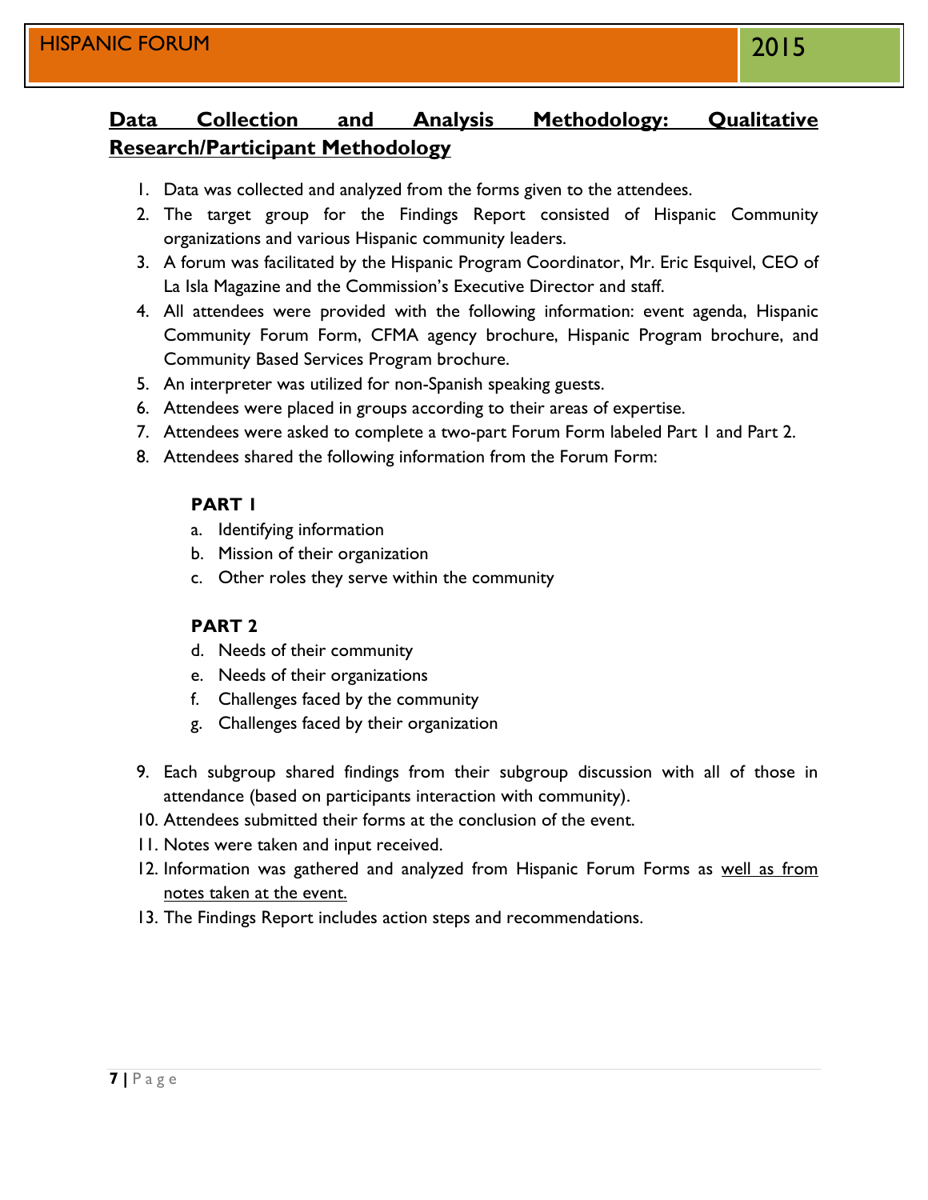## **<u>Data Collection and Analysis Methodology: Qualitative Research/Participant Methodology</u>**

1. Data was collected and analyzed from the forms given to the attendees.
2. The target group for the Findings Report consisted of Hispanic Community organizations and various Hispanic community leaders.
3. A forum was facilitated by the Hispanic Program Coordinator, Mr. Eric Esquivel, CEO of La Isla Magazine and the Commission's Executive Director and staff.
4. All attendees were provided with the following information: event agenda, Hispanic Community Forum Form, CFMA agency brochure, Hispanic Program brochure, and Community Based Services Program brochure.
5. An interpreter was utilized for non-Spanish speaking guests.
6. Attendees were placed in groups according to their areas of expertise.
7. Attendees were asked to complete a two-part Forum Form labeled Part 1 and Part 2.
8. Attendees shared the following information from the Forum Form:

   **PART 1**

   a. Identifying information
   b. Mission of their organization
   c. Other roles they serve within the community

   **PART 2**

   d. Needs of their community
   e. Needs of their organizations
   f. Challenges faced by the community
   g. Challenges faced by their organization

9. Each subgroup shared findings from their subgroup discussion with all of those in attendance (based on participants interaction with community).
10. Attendees submitted their forms at the conclusion of the event.
11. Notes were taken and input received.
12. Information was gathered and analyzed from Hispanic Forum Forms as <u>well as from notes taken at the event.</u>
13. The Findings Report includes action steps and recommendations.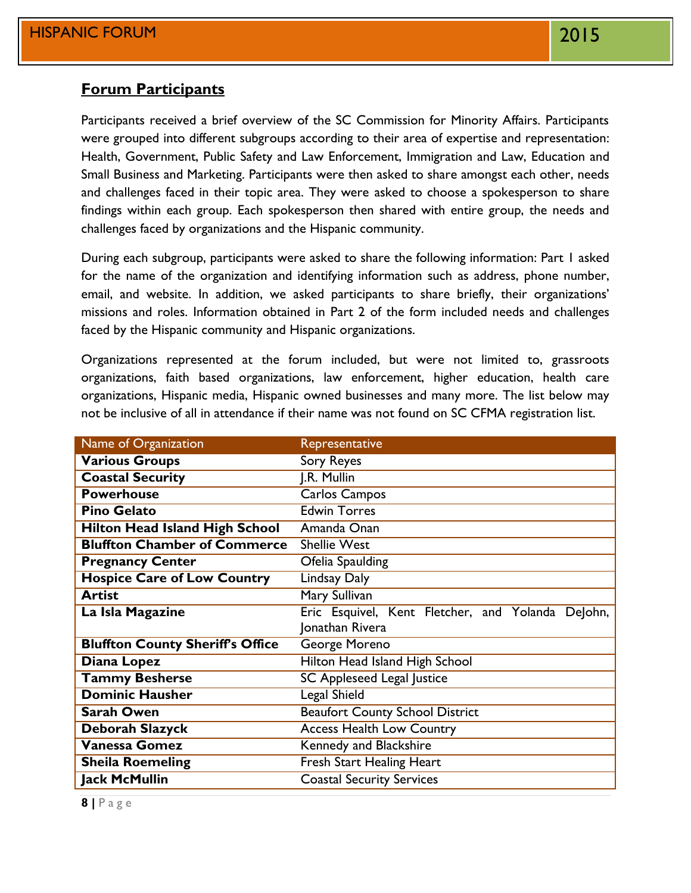## **Forum Participants**

Participants received a brief overview of the SC Commission for Minority Affairs. Participants were grouped into different subgroups according to their area of expertise and representation: Health, Government, Public Safety and Law Enforcement, Immigration and Law, Education and Small Business and Marketing. Participants were then asked to share amongst each other, needs and challenges faced in their topic area. They were asked to choose a spokesperson to share findings within each group. Each spokesperson then shared with entire group, the needs and challenges faced by organizations and the Hispanic community.

During each subgroup, participants were asked to share the following information: Part 1 asked for the name of the organization and identifying information such as address, phone number, email, and website. In addition, we asked participants to share briefly, their organizations' missions and roles. Information obtained in Part 2 of the form included needs and challenges faced by the Hispanic community and Hispanic organizations.

Organizations represented at the forum included, but were not limited to, grassroots organizations, faith based organizations, law enforcement, higher education, health care organizations, Hispanic media, Hispanic owned businesses and many more. The list below may not be inclusive of all in attendance if their name was not found on SC CFMA registration list.

| Name of Organization | Representative |
|---|---|
| **Various Groups** | Sory Reyes |
| **Coastal Security** | J.R. Mullin |
| **Powerhouse** | Carlos Campos |
| **Pino Gelato** | Edwin Torres |
| **Hilton Head Island High School** | Amanda Onan |
| **Bluffton Chamber of Commerce** | Shellie West |
| **Pregnancy Center** | Ofelia Spaulding |
| **Hospice Care of Low Country** | Lindsay Daly |
| **Artist** | Mary Sullivan |
| **La Isla Magazine** | Eric Esquivel, Kent Fletcher, and Yolanda DeJohn, Jonathan Rivera |
| **Bluffton County Sheriff's Office** | George Moreno |
| **Diana Lopez** | Hilton Head Island High School |
| **Tammy Besherse** | SC Appleseed Legal Justice |
| **Dominic Hausher** | Legal Shield |
| **Sarah Owen** | Beaufort County School District |
| **Deborah Slazyck** | Access Health Low Country |
| **Vanessa Gomez** | Kennedy and Blackshire |
| **Sheila Roemeling** | Fresh Start Healing Heart |
| **Jack McMullin** | Coastal Security Services |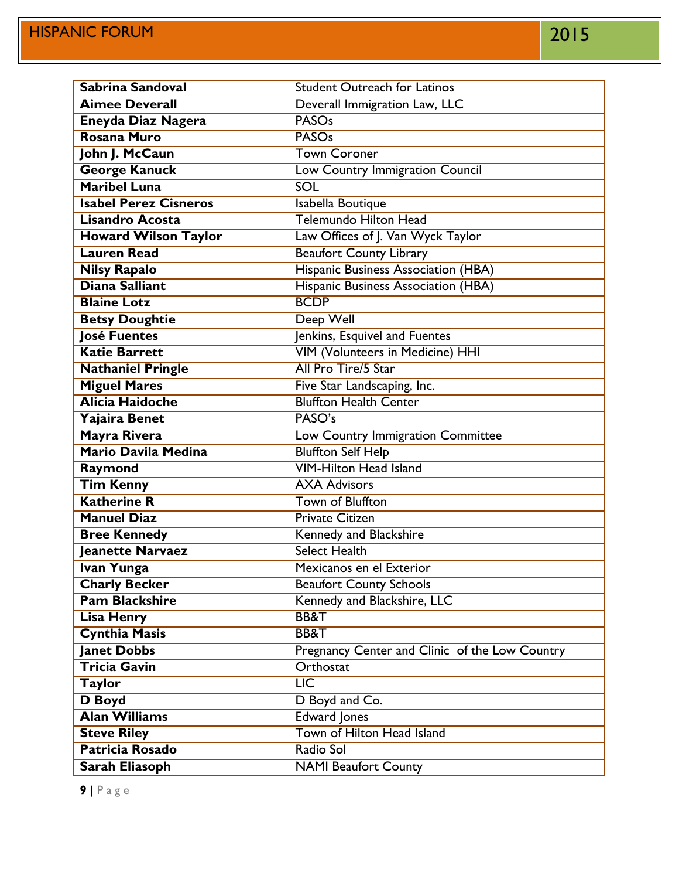| Sabrina Sandoval | Student Outreach for Latinos |
|---|---|
| **Aimee Deverall** | Deverall Immigration Law, LLC |
| **Eneyda Diaz Nagera** | PASOs |
| **Rosana Muro** | PASOs |
| **John J. McCaun** | Town Coroner |
| **George Kanuck** | Low Country Immigration Council |
| **Maribel Luna** | SOL |
| **Isabel Perez Cisneros** | Isabella Boutique |
| **Lisandro Acosta** | Telemundo Hilton Head |
| **Howard Wilson Taylor** | Law Offices of J. Van Wyck Taylor |
| **Lauren Read** | Beaufort County Library |
| **Nilsy Rapalo** | Hispanic Business Association (HBA) |
| **Diana Salliant** | Hispanic Business Association (HBA) |
| **Blaine Lotz** | BCDP |
| **Betsy Doughtie** | Deep Well |
| **José Fuentes** | Jenkins, Esquivel and Fuentes |
| **Katie Barrett** | VIM (Volunteers in Medicine) HHI |
| **Nathaniel Pringle** | All Pro Tire/5 Star |
| **Miguel Mares** | Five Star Landscaping, Inc. |
| **Alicia Haidoche** | Bluffton Health Center |
| **Yajaira Benet** | PASO's |
| **Mayra Rivera** | Low Country Immigration Committee |
| **Mario Davila Medina** | Bluffton Self Help |
| **Raymond** | VIM-Hilton Head Island |
| **Tim Kenny** | AXA Advisors |
| **Katherine R** | Town of Bluffton |
| **Manuel Diaz** | Private Citizen |
| **Bree Kennedy** | Kennedy and Blackshire |
| **Jeanette Narvaez** | Select Health |
| **Ivan Yunga** | Mexicanos en el Exterior |
| **Charly Becker** | Beaufort County Schools |
| **Pam Blackshire** | Kennedy and Blackshire, LLC |
| **Lisa Henry** | BB&T |
| **Cynthia Masis** | BB&T |
| **Janet Dobbs** | Pregnancy Center and Clinic of the Low Country |
| **Tricia Gavin** | Orthostat |
| **Taylor** | LIC |
| **D Boyd** | D Boyd and Co. |
| **Alan Williams** | Edward Jones |
| **Steve Riley** | Town of Hilton Head Island |
| **Patricia Rosado** | Radio Sol |
| **Sarah Eliasoph** | NAMI Beaufort County |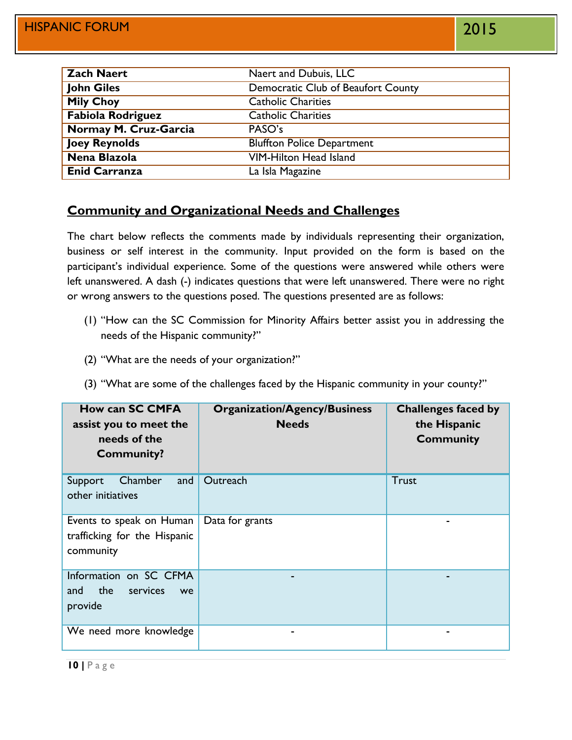| | |
|---|---|
| **Zach Naert** | Naert and Dubuis, LLC |
| **John Giles** | Democratic Club of Beaufort County |
| **Mily Choy** | Catholic Charities |
| **Fabiola Rodriguez** | Catholic Charities |
| **Normay M. Cruz-Garcia** | PASO's |
| **Joey Reynolds** | Bluffton Police Department |
| **Nena Blazola** | VIM-Hilton Head Island |
| **Enid Carranza** | La Isla Magazine |

## Community and Organizational Needs and Challenges

The chart below reflects the comments made by individuals representing their organization, business or self interest in the community. Input provided on the form is based on the participant's individual experience. Some of the questions were answered while others were left unanswered. A dash (-) indicates questions that were left unanswered. There were no right or wrong answers to the questions posed. The questions presented are as follows:

(1) "How can the SC Commission for Minority Affairs better assist you in addressing the needs of the Hispanic community?"

(2) "What are the needs of your organization?"

(3) "What are some of the challenges faced by the Hispanic community in your county?"

| How can SC CMFA assist you to meet the needs of the Community? | Organization/Agency/Business Needs | Challenges faced by the Hispanic Community |
|---|---|---|
| Support Chamber and other initiatives | Outreach | Trust |
| Events to speak on Human trafficking for the Hispanic community | Data for grants | - |
| Information on SC CFMA and the services we provide | - | - |
| We need more knowledge | - | - |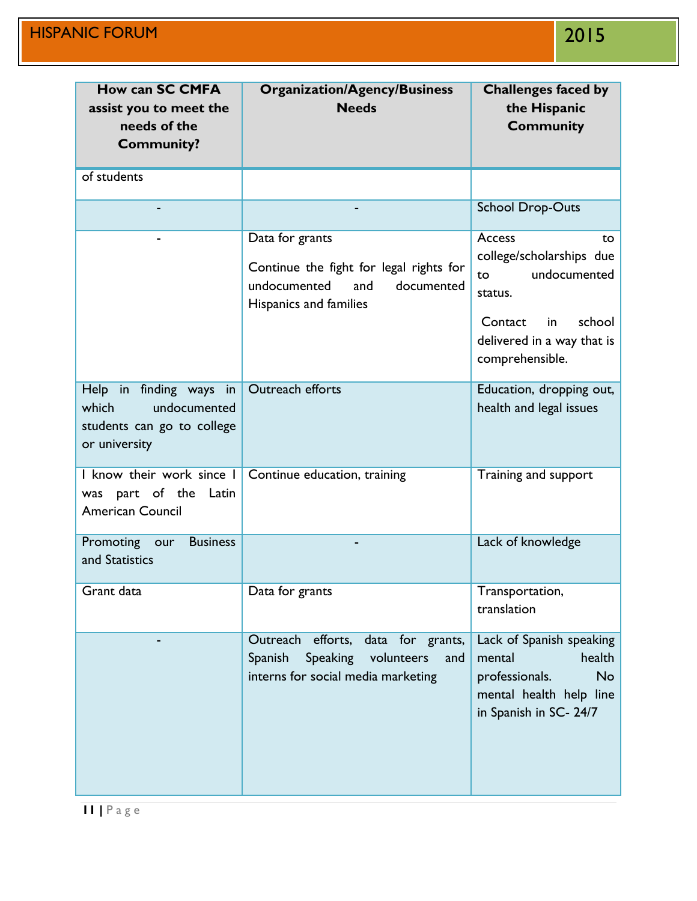| How can SC CMFA assist you to meet the needs of the Community? | Organization/Agency/Business Needs | Challenges faced by the Hispanic Community |
|---|---|---|
| of students | | |
| - | - | School Drop-Outs |
| - | Data for grants<br><br>Continue the fight for legal rights for undocumented and documented Hispanics and families | Access to college/scholarships due to undocumented status.<br><br>Contact in school delivered in a way that is comprehensible. |
| Help in finding ways in which undocumented students can go to college or university | Outreach efforts | Education, dropping out, health and legal issues |
| I know their work since I was part of the Latin American Council | Continue education, training | Training and support |
| Promoting our Business and Statistics | - | Lack of knowledge |
| Grant data | Data for grants | Transportation, translation |
| - | Outreach efforts, data for grants, Spanish Speaking volunteers and interns for social media marketing | Lack of Spanish speaking mental health professionals. No mental health help line in Spanish in SC- 24/7 |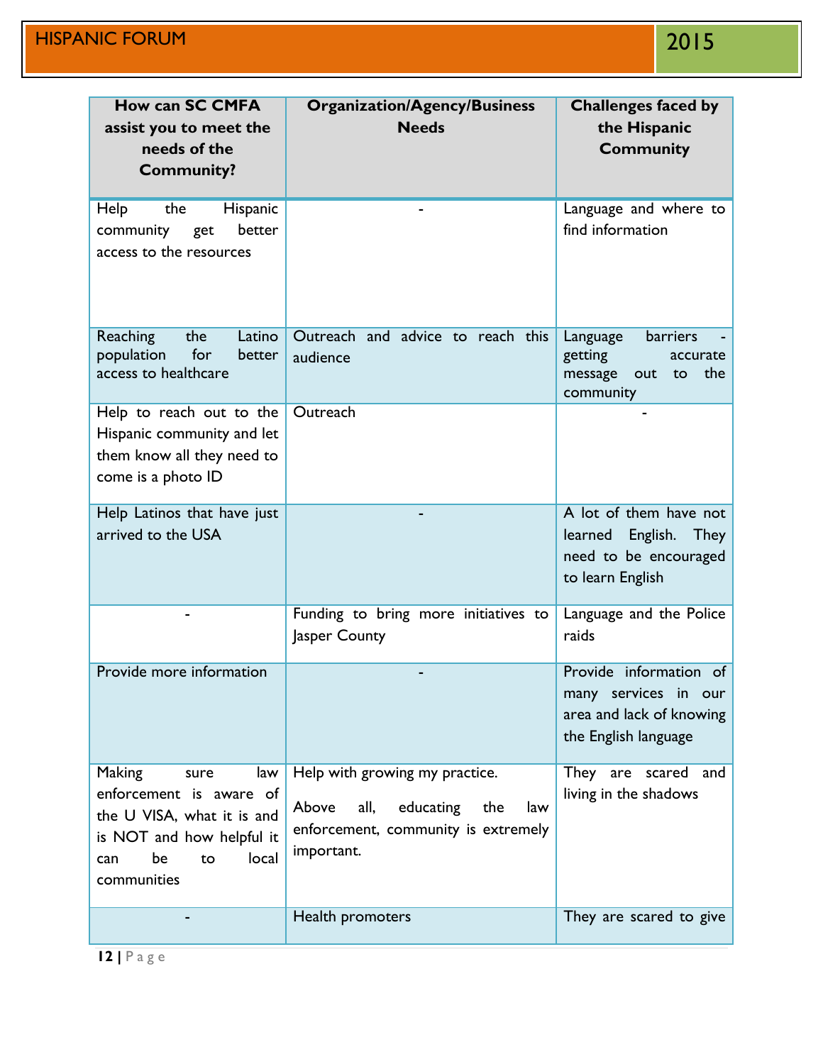| How can SC CMFA assist you to meet the needs of the Community? | Organization/Agency/Business Needs | Challenges faced by the Hispanic Community |
|---|---|---|
| Help the Hispanic community get better access to the resources | - | Language and where to find information |
| Reaching the Latino population for better access to healthcare | Outreach and advice to reach this audience | Language barriers - getting accurate message out to the community |
| Help to reach out to the Hispanic community and let them know all they need to come is a photo ID | Outreach | - |
| Help Latinos that have just arrived to the USA | - | A lot of them have not learned English. They need to be encouraged to learn English |
| - | Funding to bring more initiatives to Jasper County | Language and the Police raids |
| Provide more information | - | Provide information of many services in our area and lack of knowing the English language |
| Making sure law enforcement is aware of the U VISA, what it is and is NOT and how helpful it can be to local communities | Help with growing my practice. Above all, educating the law enforcement, community is extremely important. | They are scared and living in the shadows |
| - | Health promoters | They are scared to give |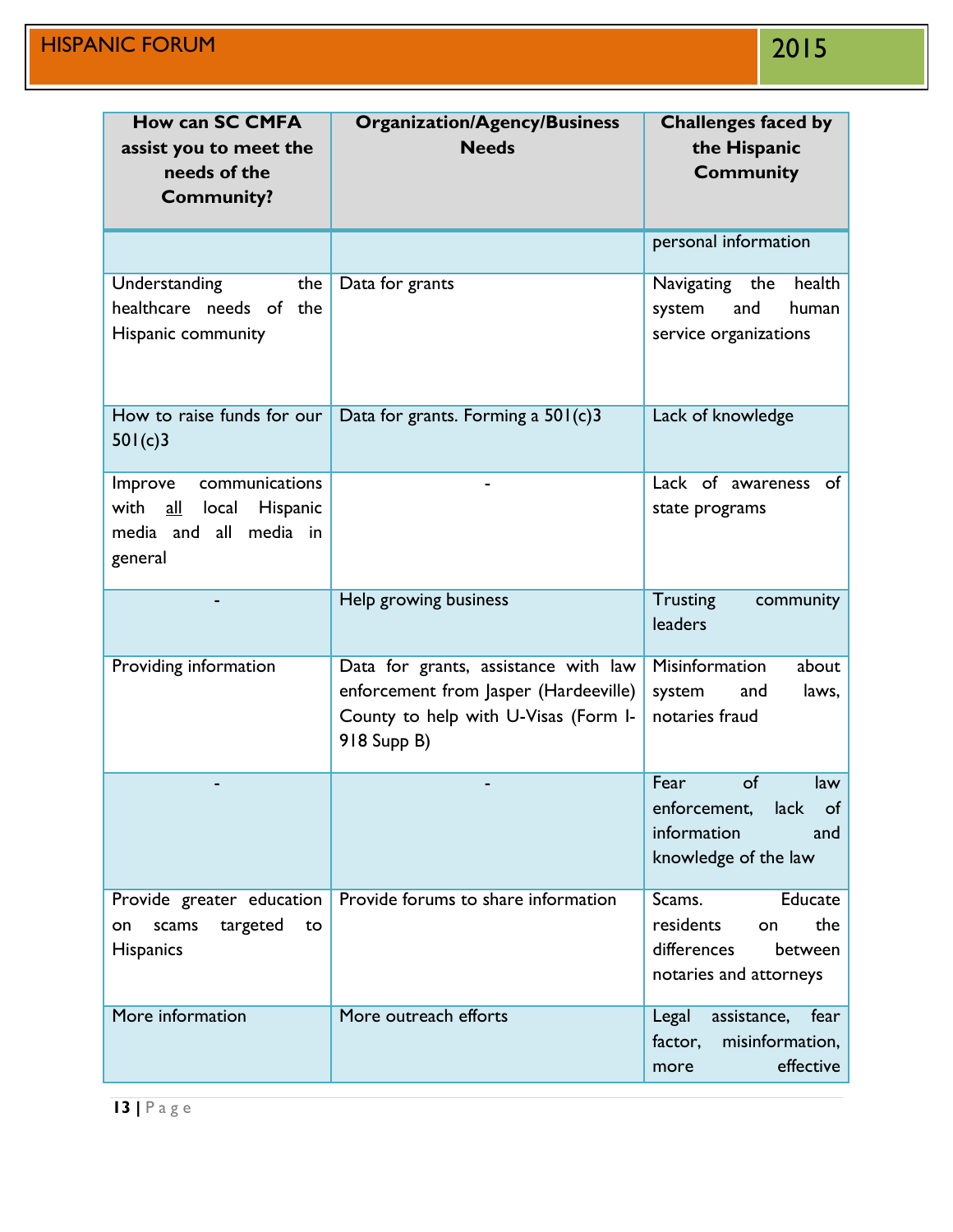| How can SC CMFA assist you to meet the needs of the Community? | Organization/Agency/Business Needs | Challenges faced by the Hispanic Community |
|---|---|---|
| | | personal information |
| Understanding the healthcare needs of the Hispanic community | Data for grants | Navigating the health system and human service organizations |
| How to raise funds for our 501(c)3 | Data for grants. Forming a 501(c)3 | Lack of knowledge |
| Improve communications with all local Hispanic media and all media in general | - | Lack of awareness of state programs |
| - | Help growing business | Trusting community leaders |
| Providing information | Data for grants, assistance with law enforcement from Jasper (Hardeeville) County to help with U-Visas (Form I-918 Supp B) | Misinformation about system and laws, notaries fraud |
| - | - | Fear of law enforcement, lack of information and knowledge of the law |
| Provide greater education on scams targeted to Hispanics | Provide forums to share information | Scams. Educate residents on the differences between notaries and attorneys |
| More information | More outreach efforts | Legal assistance, fear factor, misinformation, more effective |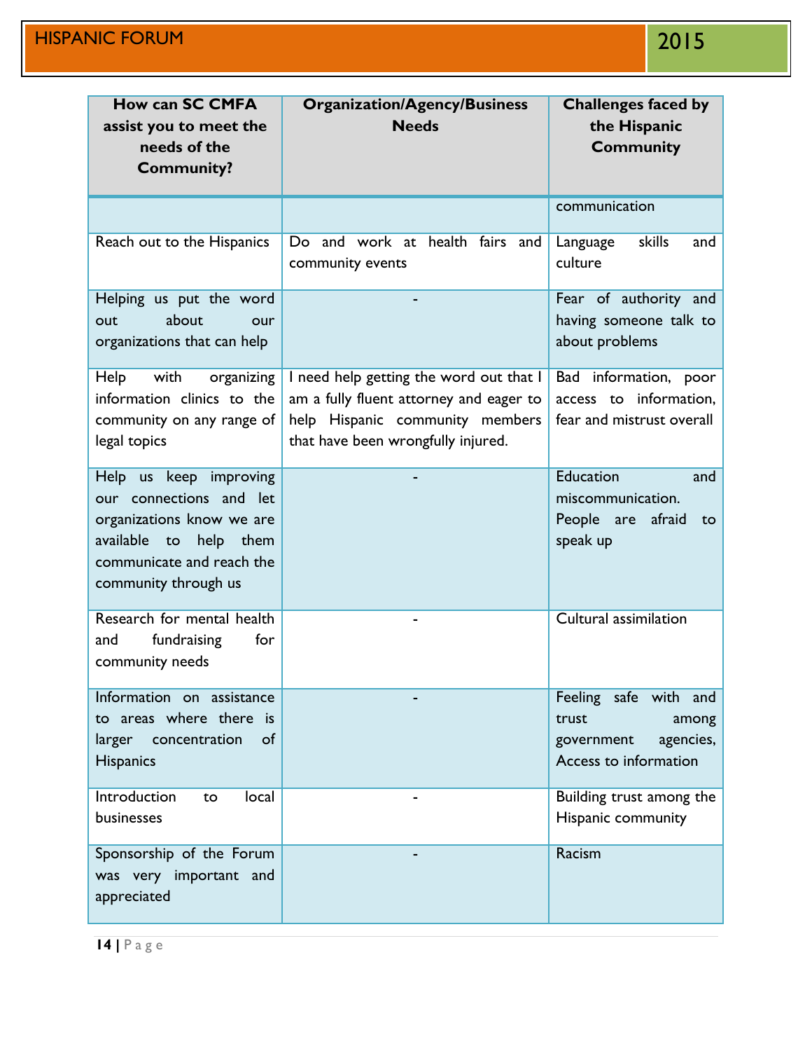| How can SC CMFA assist you to meet the needs of the Community? | Organization/Agency/Business Needs | Challenges faced by the Hispanic Community |
|---|---|---|
| | | communication |
| Reach out to the Hispanics | Do and work at health fairs and community events | Language skills and culture |
| Helping us put the word out about our organizations that can help | - | Fear of authority and having someone talk to about problems |
| Help with organizing information clinics to the community on any range of legal topics | I need help getting the word out that I am a fully fluent attorney and eager to help Hispanic community members that have been wrongfully injured. | Bad information, poor access to information, fear and mistrust overall |
| Help us keep improving our connections and let organizations know we are available to help them communicate and reach the community through us | - | Education and miscommunication. People are afraid to speak up |
| Research for mental health and fundraising for community needs | - | Cultural assimilation |
| Information on assistance to areas where there is larger concentration of Hispanics | - | Feeling safe with and trust among government agencies, Access to information |
| Introduction to local businesses | - | Building trust among the Hispanic community |
| Sponsorship of the Forum was very important and appreciated | - | Racism |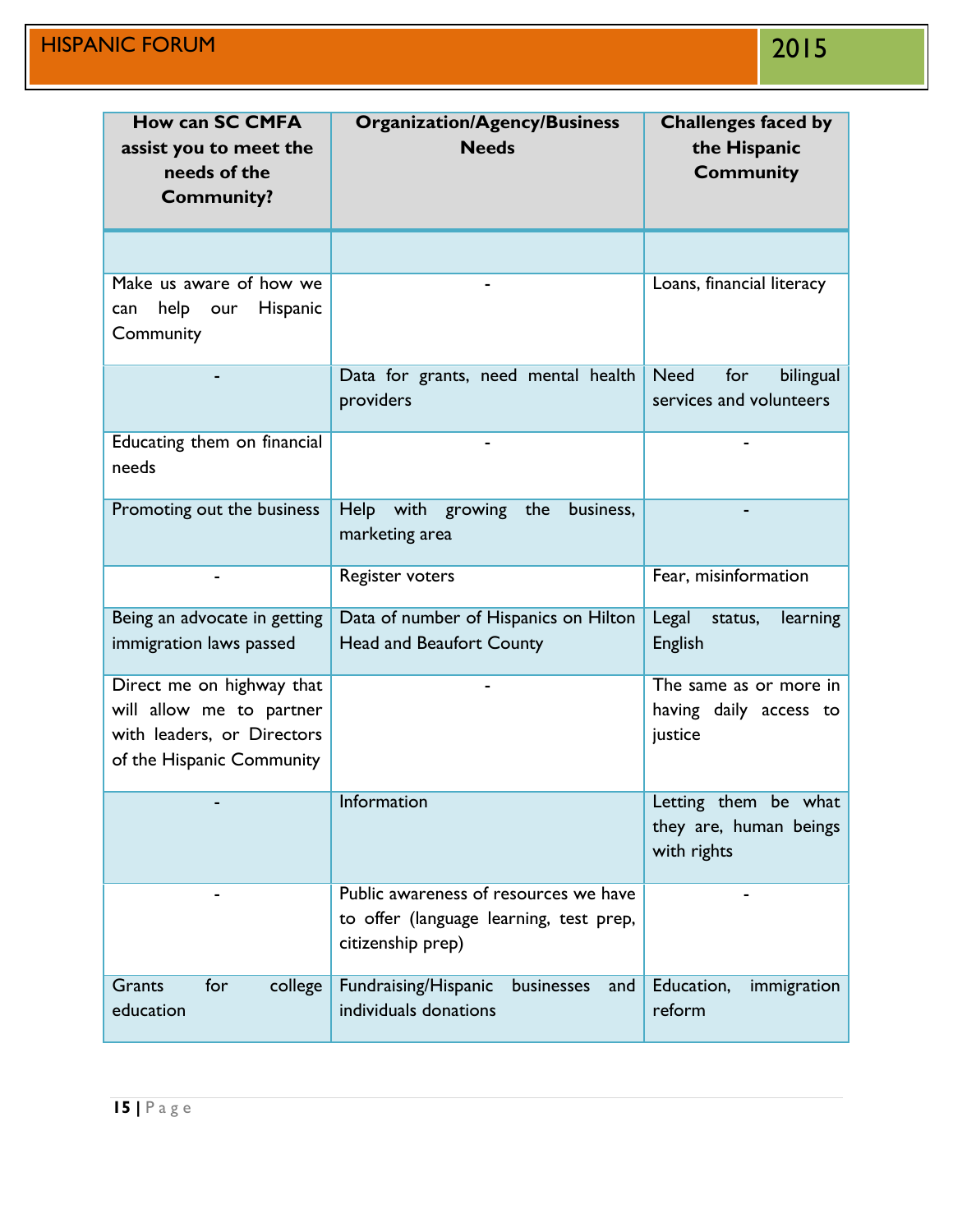| How can SC CMFA assist you to meet the needs of the Community? | Organization/Agency/Business Needs | Challenges faced by the Hispanic Community |
|---|---|---|
| | | |
| Make us aware of how we can help our Hispanic Community | - | Loans, financial literacy |
| - | Data for grants, need mental health providers | Need for bilingual services and volunteers |
| Educating them on financial needs | - | - |
| Promoting out the business | Help with growing the business, marketing area | - |
| - | Register voters | Fear, misinformation |
| Being an advocate in getting immigration laws passed | Data of number of Hispanics on Hilton Head and Beaufort County | Legal status, learning English |
| Direct me on highway that will allow me to partner with leaders, or Directors of the Hispanic Community | - | The same as or more in having daily access to justice |
| - | Information | Letting them be what they are, human beings with rights |
| - | Public awareness of resources we have to offer (language learning, test prep, citizenship prep) | - |
| Grants for college education | Fundraising/Hispanic businesses and individuals donations | Education, immigration reform |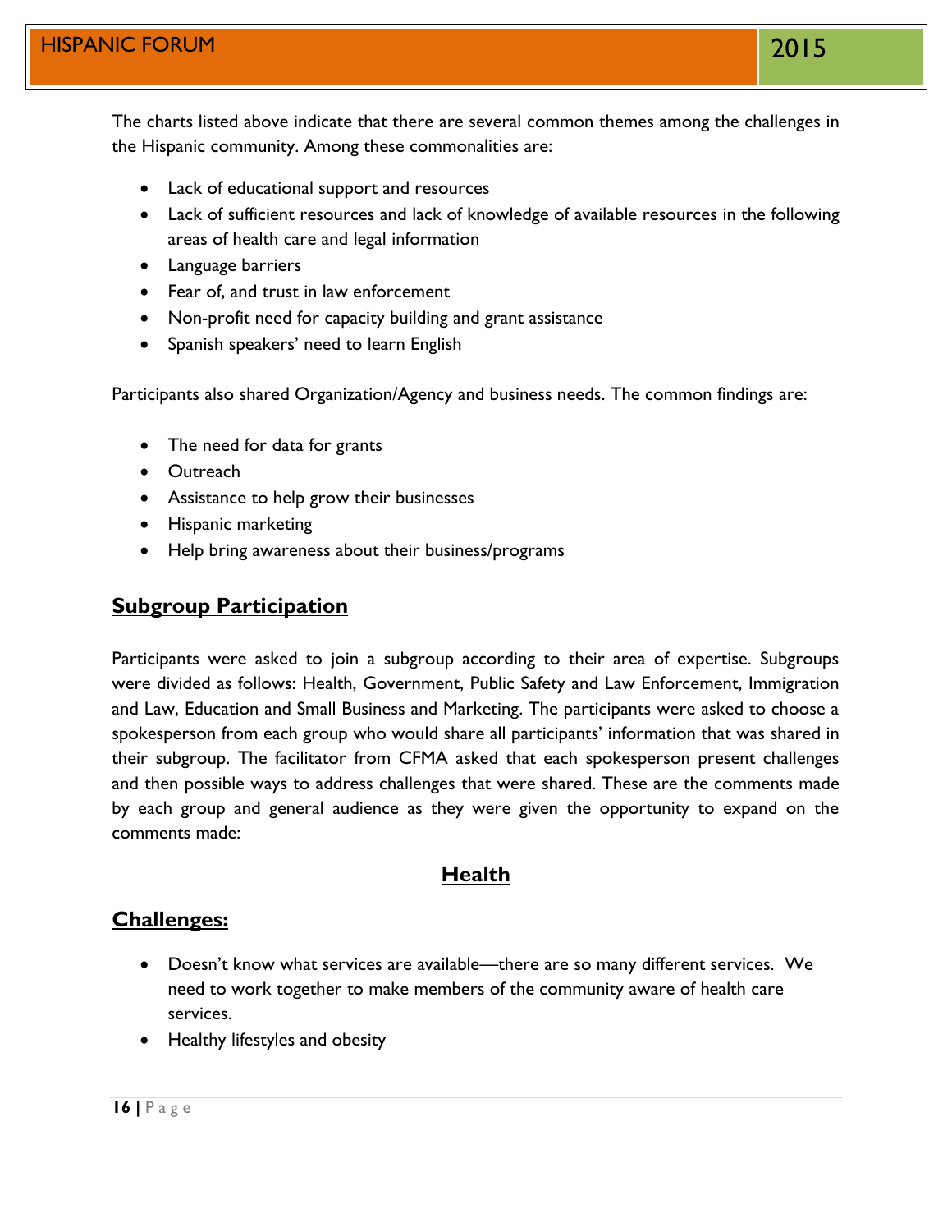The charts listed above indicate that there are several common themes among the challenges in the Hispanic community. Among these commonalities are:

- Lack of educational support and resources
- Lack of sufficient resources and lack of knowledge of available resources in the following areas of health care and legal information
- Language barriers
- Fear of, and trust in law enforcement
- Non-profit need for capacity building and grant assistance
- Spanish speakers' need to learn English

Participants also shared Organization/Agency and business needs. The common findings are:

- The need for data for grants
- Outreach
- Assistance to help grow their businesses
- Hispanic marketing
- Help bring awareness about their business/programs

## Subgroup Participation

Participants were asked to join a subgroup according to their area of expertise. Subgroups were divided as follows: Health, Government, Public Safety and Law Enforcement, Immigration and Law, Education and Small Business and Marketing. The participants were asked to choose a spokesperson from each group who would share all participants' information that was shared in their subgroup. The facilitator from CFMA asked that each spokesperson present challenges and then possible ways to address challenges that were shared. These are the comments made by each group and general audience as they were given the opportunity to expand on the comments made:

### Health

## Challenges:

- Doesn't know what services are available—there are so many different services. We need to work together to make members of the community aware of health care services.
- Healthy lifestyles and obesity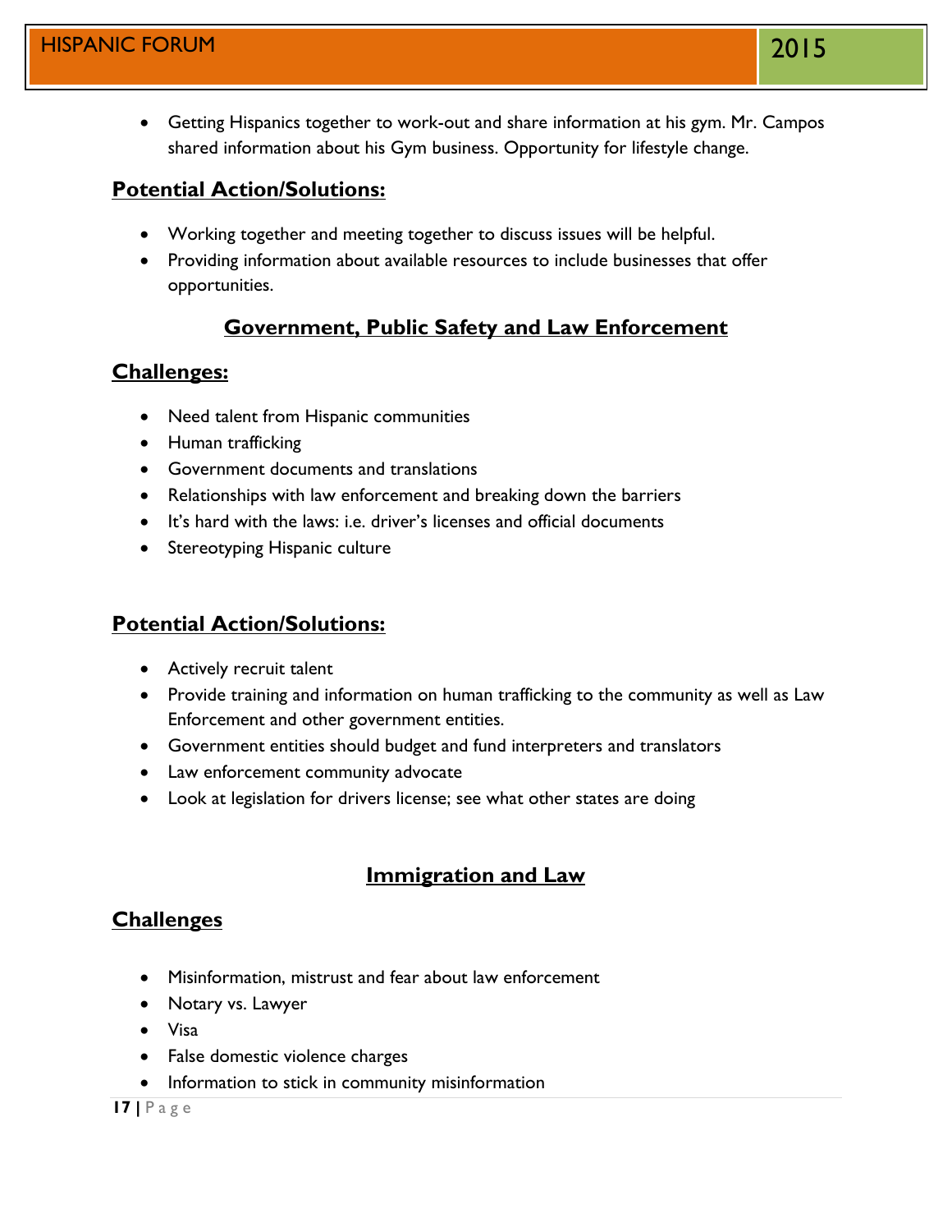- Getting Hispanics together to work-out and share information at his gym. Mr. Campos shared information about his Gym business. Opportunity for lifestyle change.

## Potential Action/Solutions:

- Working together and meeting together to discuss issues will be helpful.
- Providing information about available resources to include businesses that offer opportunities.

# Government, Public Safety and Law Enforcement

## Challenges:

- Need talent from Hispanic communities
- Human trafficking
- Government documents and translations
- Relationships with law enforcement and breaking down the barriers
- It's hard with the laws: i.e. driver's licenses and official documents
- Stereotyping Hispanic culture

## Potential Action/Solutions:

- Actively recruit talent
- Provide training and information on human trafficking to the community as well as Law Enforcement and other government entities.
- Government entities should budget and fund interpreters and translators
- Law enforcement community advocate
- Look at legislation for drivers license; see what other states are doing

# Immigration and Law

## Challenges

- Misinformation, mistrust and fear about law enforcement
- Notary vs. Lawyer
- Visa
- False domestic violence charges
- Information to stick in community misinformation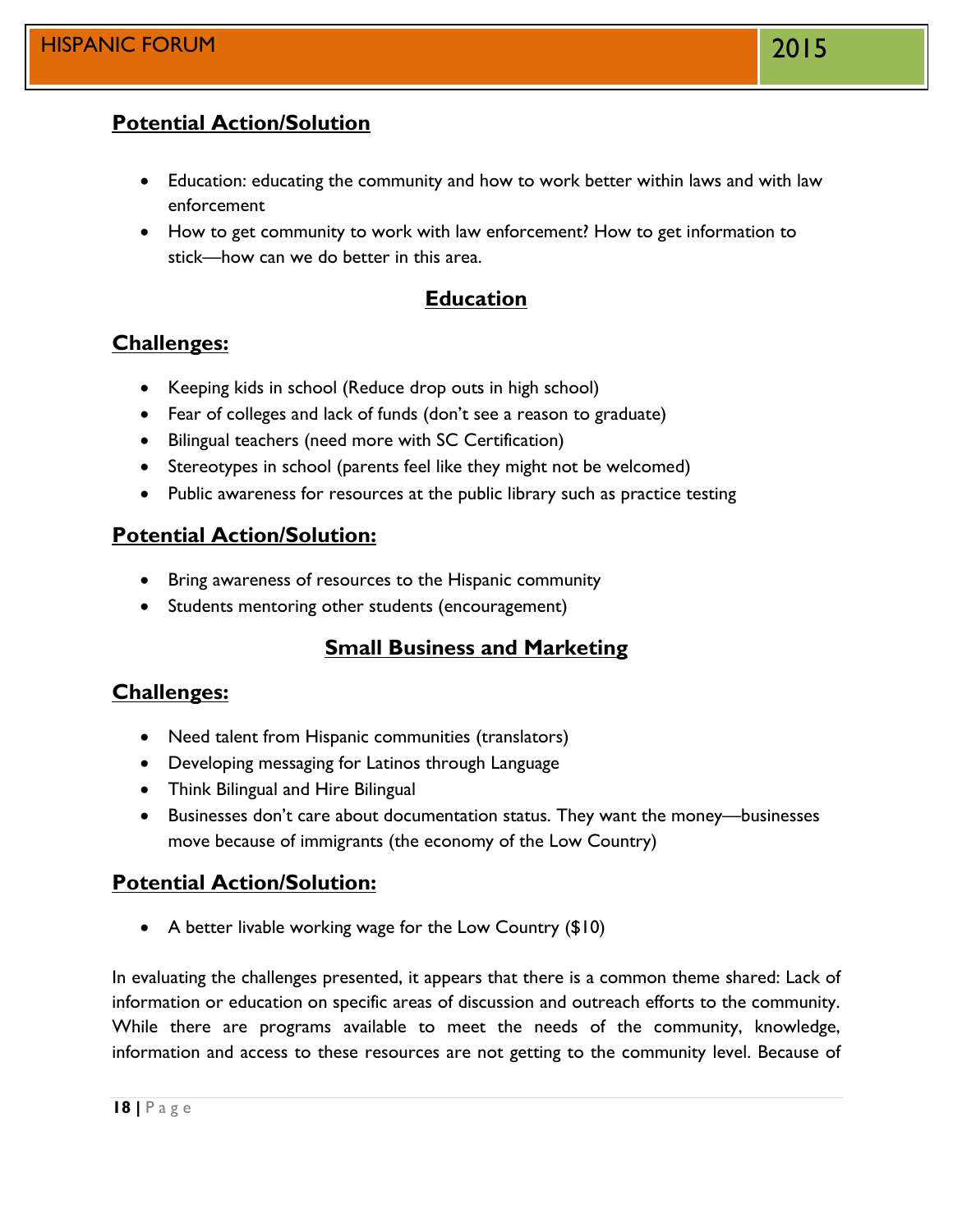## Potential Action/Solution

- Education: educating the community and how to work better within laws and with law enforcement
- How to get community to work with law enforcement? How to get information to stick—how can we do better in this area.

## Education

### Challenges:

- Keeping kids in school (Reduce drop outs in high school)
- Fear of colleges and lack of funds (don't see a reason to graduate)
- Bilingual teachers (need more with SC Certification)
- Stereotypes in school (parents feel like they might not be welcomed)
- Public awareness for resources at the public library such as practice testing

### Potential Action/Solution:

- Bring awareness of resources to the Hispanic community
- Students mentoring other students (encouragement)

## Small Business and Marketing

### Challenges:

- Need talent from Hispanic communities (translators)
- Developing messaging for Latinos through Language
- Think Bilingual and Hire Bilingual
- Businesses don't care about documentation status. They want the money—businesses move because of immigrants (the economy of the Low Country)

### Potential Action/Solution:

- A better livable working wage for the Low Country ($10)

In evaluating the challenges presented, it appears that there is a common theme shared: Lack of information or education on specific areas of discussion and outreach efforts to the community. While there are programs available to meet the needs of the community, knowledge, information and access to these resources are not getting to the community level. Because of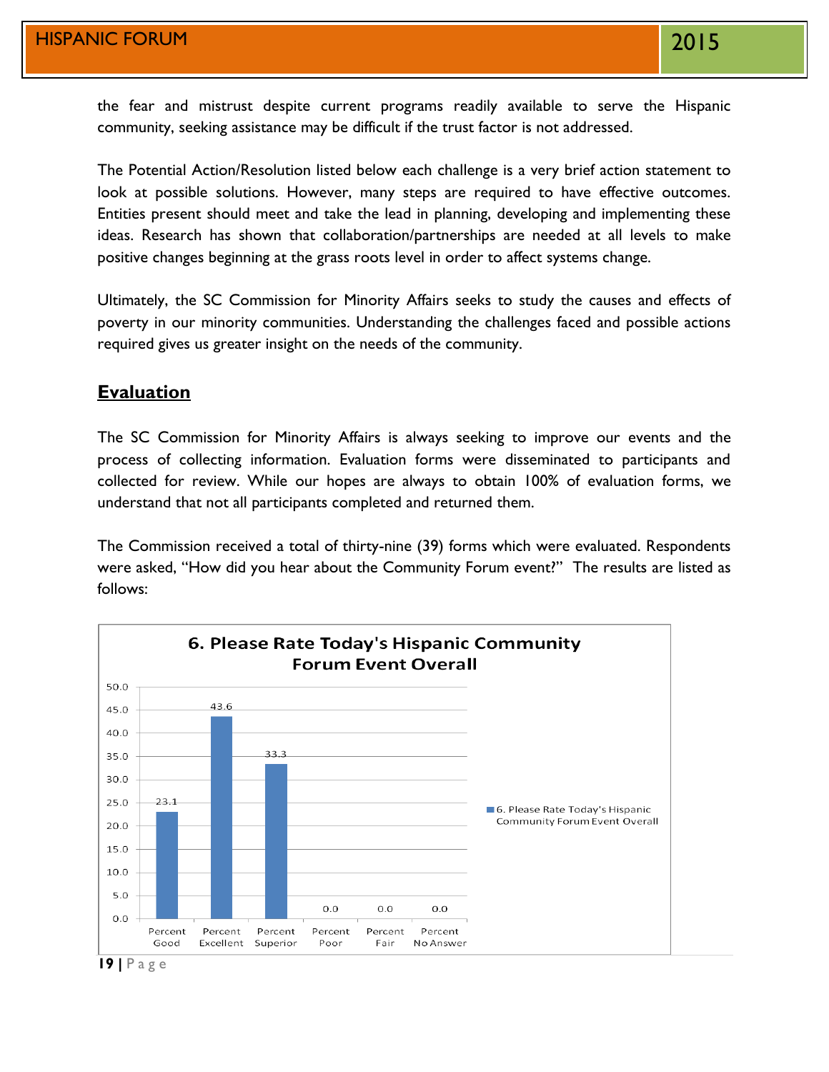the fear and mistrust despite current programs readily available to serve the Hispanic community, seeking assistance may be difficult if the trust factor is not addressed.

The Potential Action/Resolution listed below each challenge is a very brief action statement to look at possible solutions. However, many steps are required to have effective outcomes. Entities present should meet and take the lead in planning, developing and implementing these ideas. Research has shown that collaboration/partnerships are needed at all levels to make positive changes beginning at the grass roots level in order to affect systems change.

Ultimately, the SC Commission for Minority Affairs seeks to study the causes and effects of poverty in our minority communities. Understanding the challenges faced and possible actions required gives us greater insight on the needs of the community.

## Evaluation

The SC Commission for Minority Affairs is always seeking to improve our events and the process of collecting information. Evaluation forms were disseminated to participants and collected for review. While our hopes are always to obtain 100% of evaluation forms, we understand that not all participants completed and returned them.

The Commission received a total of thirty-nine (39) forms which were evaluated. Respondents were asked, "How did you hear about the Community Forum event?" The results are listed as follows:

**6. Please Rate Today's Hispanic Community Forum Event Overall**

| Percent Good | Percent Excellent | Percent Superior | Percent Poor | Percent Fair | Percent No Answer |
|---|---|---|---|---|---|
| 23.1 | 43.6 | 33.3 | 0.0 | 0.0 | 0.0 |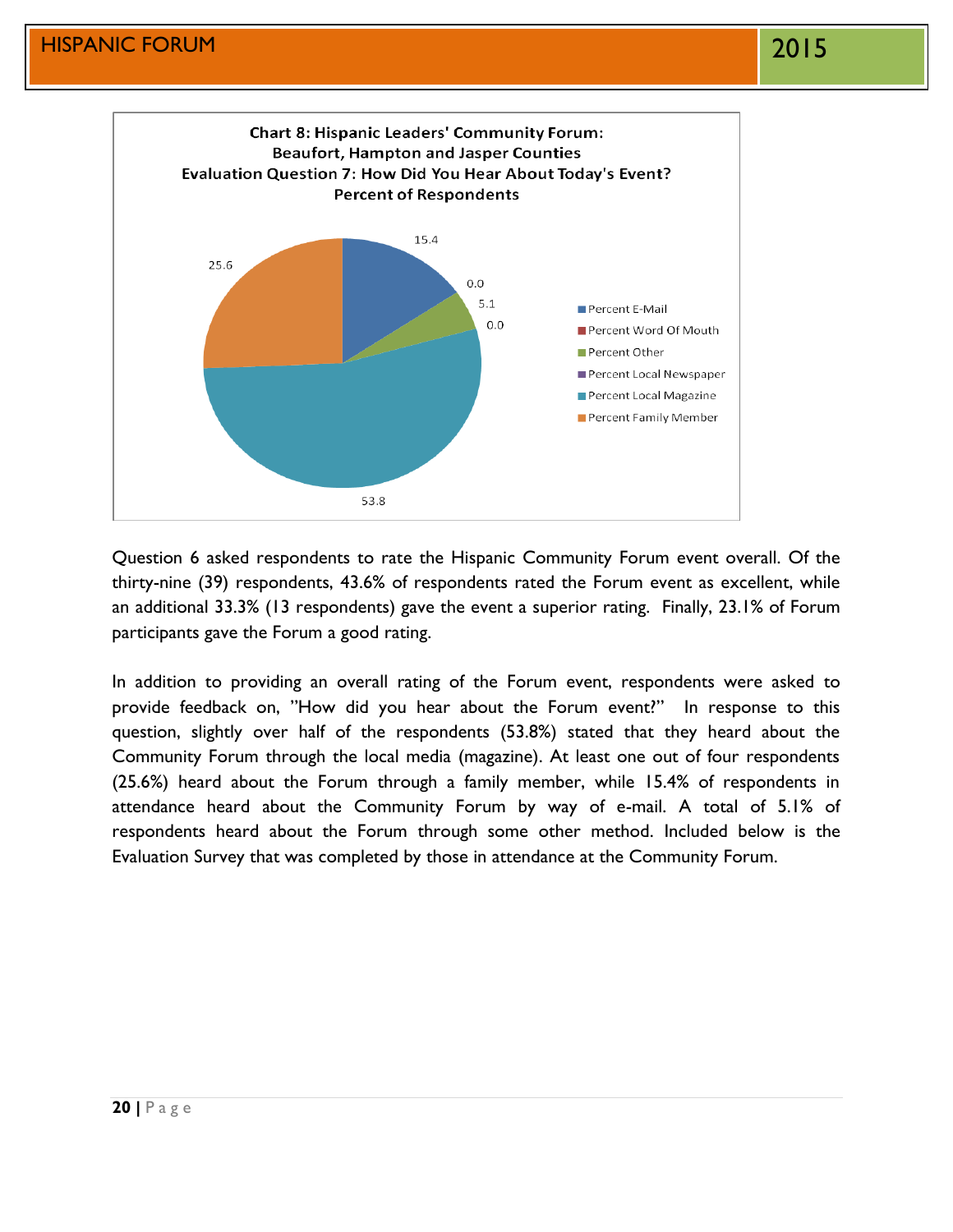**Chart 8: Hispanic Leaders' Community Forum: Beaufort, Hampton and Jasper Counties Evaluation Question 7: How Did You Hear About Today's Event? Percent of Respondents**

| Response | Percent |
|---|---|
| Percent E-Mail | 15.4 |
| Percent Word Of Mouth | 0.0 |
| Percent Other | 5.1 |
| Percent Local Newspaper | 0.0 |
| Percent Local Magazine | 53.8 |
| Percent Family Member | 25.6 |

Question 6 asked respondents to rate the Hispanic Community Forum event overall. Of the thirty-nine (39) respondents, 43.6% of respondents rated the Forum event as excellent, while an additional 33.3% (13 respondents) gave the event a superior rating. Finally, 23.1% of Forum participants gave the Forum a good rating.

In addition to providing an overall rating of the Forum event, respondents were asked to provide feedback on, "How did you hear about the Forum event?" In response to this question, slightly over half of the respondents (53.8%) stated that they heard about the Community Forum through the local media (magazine). At least one out of four respondents (25.6%) heard about the Forum through a family member, while 15.4% of respondents in attendance heard about the Community Forum by way of e-mail. A total of 5.1% of respondents heard about the Forum through some other method. Included below is the Evaluation Survey that was completed by those in attendance at the Community Forum.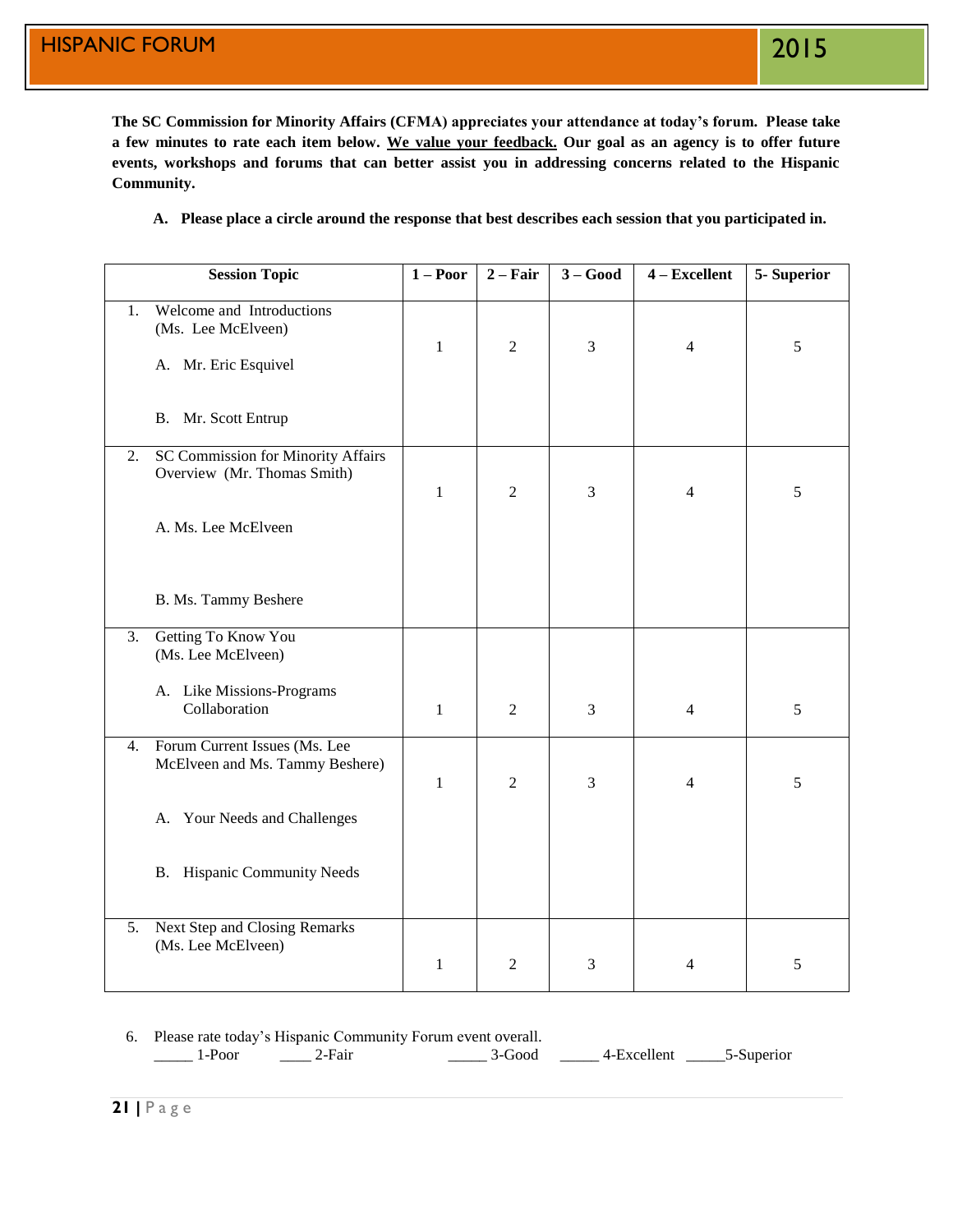The SC Commission for Minority Affairs (CFMA) appreciates your attendance at today's forum. Please take a few minutes to rate each item below. We value your feedback. Our goal as an agency is to offer future events, workshops and forums that can better assist you in addressing concerns related to the Hispanic Community.

**A. Please place a circle around the response that best describes each session that you participated in.**

| Session Topic | 1 – Poor | 2 – Fair | 3 – Good | 4 – Excellent | 5- Superior |
|---|---|---|---|---|---|
| 1. Welcome and Introductions (Ms. Lee McElveen)<br>A. Mr. Eric Esquivel<br>B. Mr. Scott Entrup | 1 | 2 | 3 | 4 | 5 |
| 2. SC Commission for Minority Affairs Overview (Mr. Thomas Smith)<br>A. Ms. Lee McElveen<br>B. Ms. Tammy Beshere | 1 | 2 | 3 | 4 | 5 |
| 3. Getting To Know You (Ms. Lee McElveen)<br>A. Like Missions-Programs Collaboration | 1 | 2 | 3 | 4 | 5 |
| 4. Forum Current Issues (Ms. Lee McElveen and Ms. Tammy Beshere)<br>A. Your Needs and Challenges<br>B. Hispanic Community Needs | 1 | 2 | 3 | 4 | 5 |
| 5. Next Step and Closing Remarks (Ms. Lee McElveen) | 1 | 2 | 3 | 4 | 5 |

6. Please rate today's Hispanic Community Forum event overall.
_____ 1-Poor ____ 2-Fair _____ 3-Good _____ 4-Excellent _____5-Superior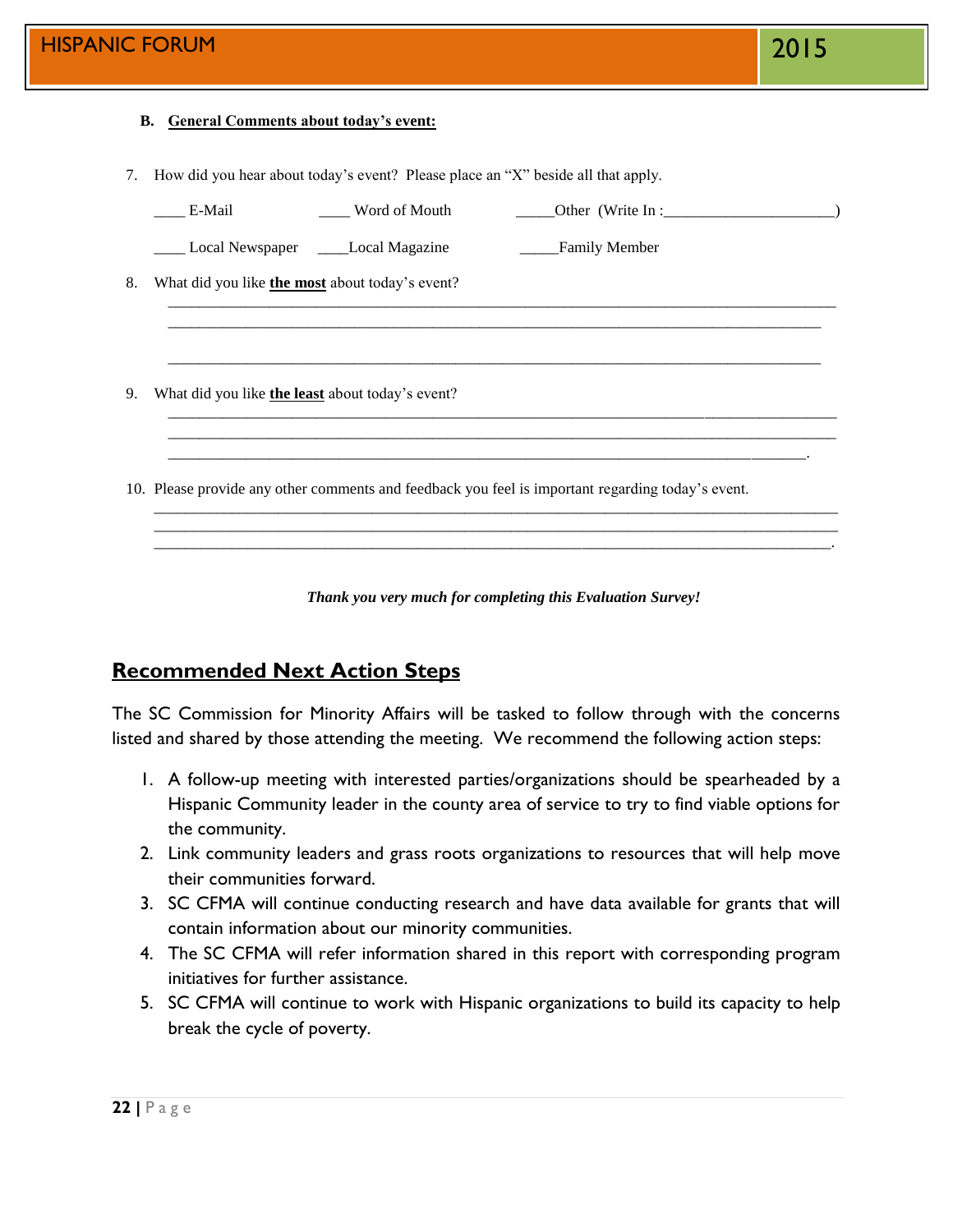**B. General Comments about today's event:**

7. How did you hear about today's event? Please place an "X" beside all that apply.

   ____ E-Mail ____ Word of Mouth _____Other (Write In :_____________________)

   ____ Local Newspaper ____Local Magazine _____Family Member

8. What did you like **the most** about today's event?

   ______________________________________________________________________________
   ______________________________________________________________________________
   ______________________________________________________________________________

9. What did you like **the least** about today's event?

   ______________________________________________________________________________
   ______________________________________________________________________________
   ______________________________________________________________________________.

10. Please provide any other comments and feedback you feel is important regarding today's event.

    ______________________________________________________________________________
    ______________________________________________________________________________
    ______________________________________________________________________________.

***Thank you very much for completing this Evaluation Survey!***

## Recommended Next Action Steps

The SC Commission for Minority Affairs will be tasked to follow through with the concerns listed and shared by those attending the meeting. We recommend the following action steps:

1. A follow-up meeting with interested parties/organizations should be spearheaded by a Hispanic Community leader in the county area of service to try to find viable options for the community.
2. Link community leaders and grass roots organizations to resources that will help move their communities forward.
3. SC CFMA will continue conducting research and have data available for grants that will contain information about our minority communities.
4. The SC CFMA will refer information shared in this report with corresponding program initiatives for further assistance.
5. SC CFMA will continue to work with Hispanic organizations to build its capacity to help break the cycle of poverty.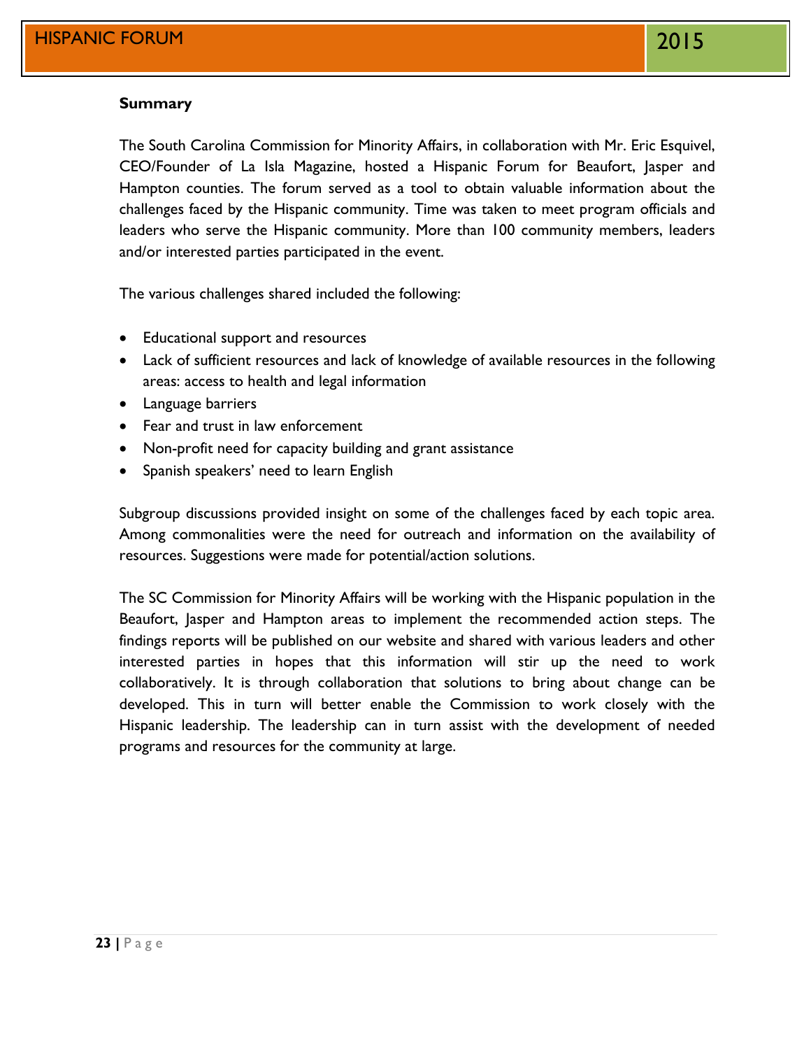**Summary**

The South Carolina Commission for Minority Affairs, in collaboration with Mr. Eric Esquivel, CEO/Founder of La Isla Magazine, hosted a Hispanic Forum for Beaufort, Jasper and Hampton counties. The forum served as a tool to obtain valuable information about the challenges faced by the Hispanic community. Time was taken to meet program officials and leaders who serve the Hispanic community. More than 100 community members, leaders and/or interested parties participated in the event.

The various challenges shared included the following:

- Educational support and resources
- Lack of sufficient resources and lack of knowledge of available resources in the following areas: access to health and legal information
- Language barriers
- Fear and trust in law enforcement
- Non-profit need for capacity building and grant assistance
- Spanish speakers' need to learn English

Subgroup discussions provided insight on some of the challenges faced by each topic area. Among commonalities were the need for outreach and information on the availability of resources. Suggestions were made for potential/action solutions.

The SC Commission for Minority Affairs will be working with the Hispanic population in the Beaufort, Jasper and Hampton areas to implement the recommended action steps. The findings reports will be published on our website and shared with various leaders and other interested parties in hopes that this information will stir up the need to work collaboratively. It is through collaboration that solutions to bring about change can be developed. This in turn will better enable the Commission to work closely with the Hispanic leadership. The leadership can in turn assist with the development of needed programs and resources for the community at large.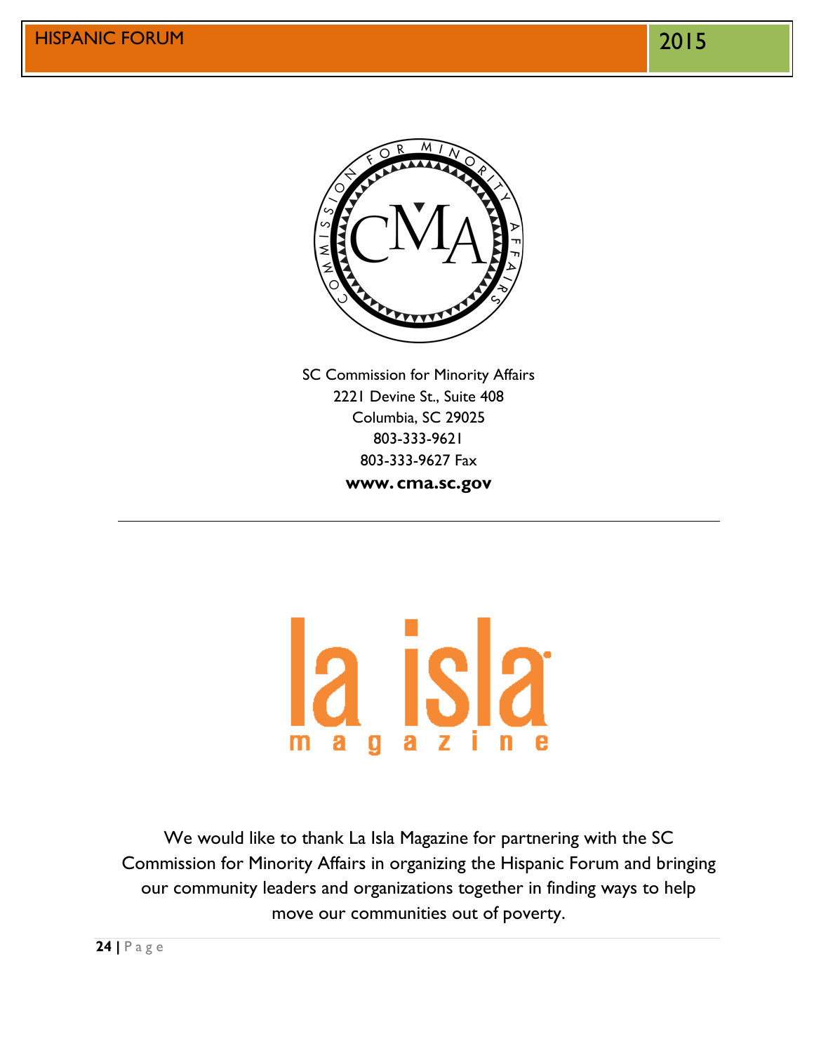SC Commission for Minority Affairs
2221 Devine St., Suite 408
Columbia, SC 29025
803-333-9621
803-333-9627 Fax
**www. cma.sc.gov**

---

We would like to thank La Isla Magazine for partnering with the SC Commission for Minority Affairs in organizing the Hispanic Forum and bringing our community leaders and organizations together in finding ways to help move our communities out of poverty.